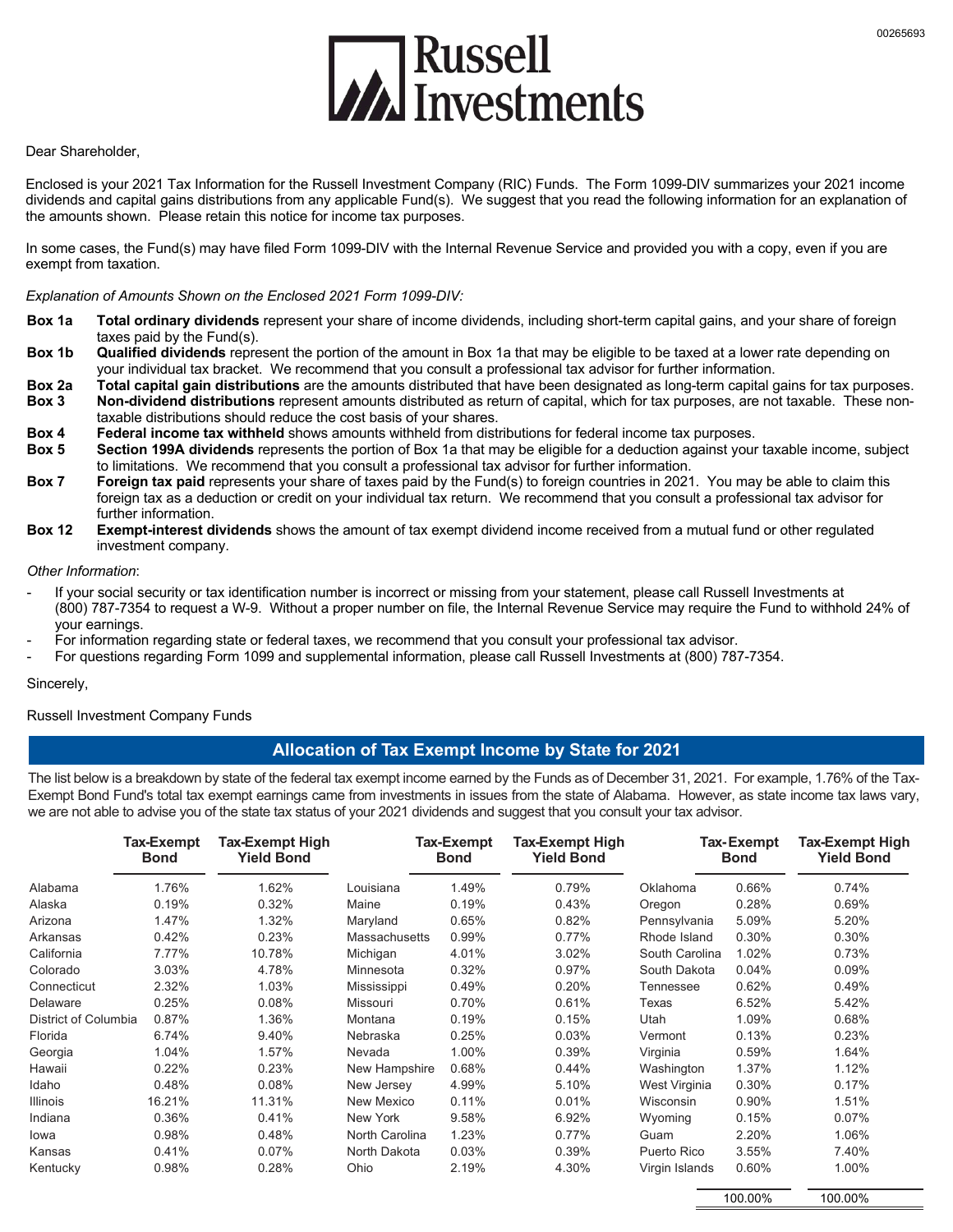# Russell Investments

Dear Shareholder,

Enclosed is your 2021 Tax Information for the Russell Investment Company (RIC) Funds. The Form 1099-DIV summarizes your 2021 income dividends and capital gains distributions from any applicable Fund(s). We suggest that you read the following information for an explanation of the amounts shown. Please retain this notice for income tax purposes.

In some cases, the Fund(s) may have filed Form 1099-DIV with the Internal Revenue Service and provided you with a copy, even if you are exempt from taxation.

*Explanation of Amounts Shown on the Enclosed 2021 Form 1099-DIV:*

**Box 1a** **Total ordinary dividends** represent your share of income dividends, including short-term capital gains, and your share of foreign taxes paid by the Fund(s).

**Box 1b** **Qualified dividends** represent the portion of the amount in Box 1a that may be eligible to be taxed at a lower rate depending on your individual tax bracket. We recommend that you consult a professional tax advisor for further information.

**Box 2a** **Total capital gain distributions** are the amounts distributed that have been designated as long-term capital gains for tax purposes.

**Box 3** **Non-dividend distributions** represent amounts distributed as return of capital, which for tax purposes, are not taxable. These non-taxable distributions should reduce the cost basis of your shares.

**Box 4** **Federal income tax withheld** shows amounts withheld from distributions for federal income tax purposes.

**Box 5** **Section 199A dividends** represents the portion of Box 1a that may be eligible for a deduction against your taxable income, subject to limitations. We recommend that you consult a professional tax advisor for further information.

**Box 7** **Foreign tax paid** represents your share of taxes paid by the Fund(s) to foreign countries in 2021. You may be able to claim this foreign tax as a deduction or credit on your individual tax return. We recommend that you consult a professional tax advisor for further information.

**Box 12** **Exempt-interest dividends** shows the amount of tax exempt dividend income received from a mutual fund or other regulated investment company.

*Other Information*:

- If your social security or tax identification number is incorrect or missing from your statement, please call Russell Investments at (800) 787-7354 to request a W-9. Without a proper number on file, the Internal Revenue Service may require the Fund to withhold 24% of your earnings.
- For information regarding state or federal taxes, we recommend that you consult your professional tax advisor.
- For questions regarding Form 1099 and supplemental information, please call Russell Investments at (800) 787-7354.

Sincerely,

Russell Investment Company Funds

## Allocation of Tax Exempt Income by State for 2021

The list below is a breakdown by state of the federal tax exempt income earned by the Funds as of December 31, 2021. For example, 1.76% of the Tax-Exempt Bond Fund's total tax exempt earnings came from investments in issues from the state of Alabama. However, as state income tax laws vary, we are not able to advise you of the state tax status of your 2021 dividends and suggest that you consult your tax advisor.

| | Tax-Exempt Bond | Tax-Exempt High Yield Bond | | Tax-Exempt Bond | Tax-Exempt High Yield Bond | | Tax-Exempt Bond | Tax-Exempt High Yield Bond |
|---|---|---|---|---|---|---|---|---|
| Alabama | 1.76% | 1.62% | Louisiana | 1.49% | 0.79% | Oklahoma | 0.66% | 0.74% |
| Alaska | 0.19% | 0.32% | Maine | 0.19% | 0.43% | Oregon | 0.28% | 0.69% |
| Arizona | 1.47% | 1.32% | Maryland | 0.65% | 0.82% | Pennsylvania | 5.09% | 5.20% |
| Arkansas | 0.42% | 0.23% | Massachusetts | 0.99% | 0.77% | Rhode Island | 0.30% | 0.30% |
| California | 7.77% | 10.78% | Michigan | 4.01% | 3.02% | South Carolina | 1.02% | 0.73% |
| Colorado | 3.03% | 4.78% | Minnesota | 0.32% | 0.97% | South Dakota | 0.04% | 0.09% |
| Connecticut | 2.32% | 1.03% | Mississippi | 0.49% | 0.20% | Tennessee | 0.62% | 0.49% |
| Delaware | 0.25% | 0.08% | Missouri | 0.70% | 0.61% | Texas | 6.52% | 5.42% |
| District of Columbia | 0.87% | 1.36% | Montana | 0.19% | 0.15% | Utah | 1.09% | 0.68% |
| Florida | 6.74% | 9.40% | Nebraska | 0.25% | 0.03% | Vermont | 0.13% | 0.23% |
| Georgia | 1.04% | 1.57% | Nevada | 1.00% | 0.39% | Virginia | 0.59% | 1.64% |
| Hawaii | 0.22% | 0.23% | New Hampshire | 0.68% | 0.44% | Washington | 1.37% | 1.12% |
| Idaho | 0.48% | 0.08% | New Jersey | 4.99% | 5.10% | West Virginia | 0.30% | 0.17% |
| Illinois | 16.21% | 11.31% | New Mexico | 0.11% | 0.01% | Wisconsin | 0.90% | 1.51% |
| Indiana | 0.36% | 0.41% | New York | 9.58% | 6.92% | Wyoming | 0.15% | 0.07% |
| Iowa | 0.98% | 0.48% | North Carolina | 1.23% | 0.77% | Guam | 2.20% | 1.06% |
| Kansas | 0.41% | 0.07% | North Dakota | 0.03% | 0.39% | Puerto Rico | 3.55% | 7.40% |
| Kentucky | 0.98% | 0.28% | Ohio | 2.19% | 4.30% | Virgin Islands | 0.60% | 1.00% |
| | | | | | | | 100.00% | 100.00% |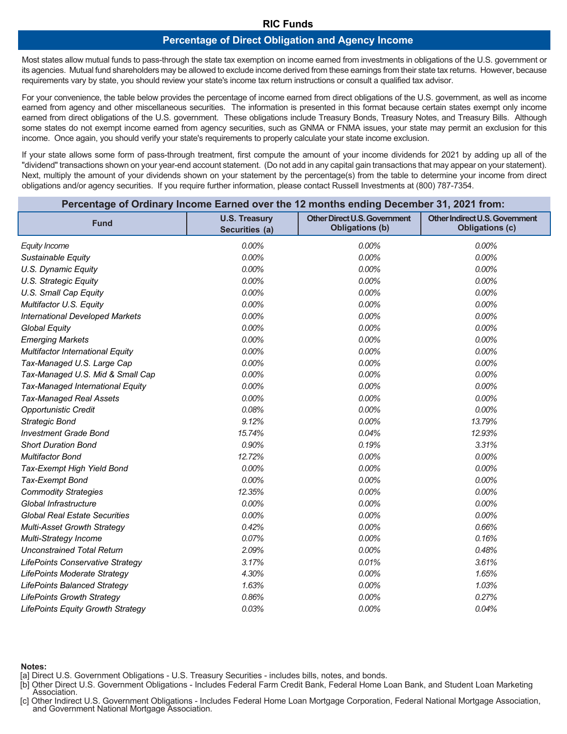# RIC Funds

## Percentage of Direct Obligation and Agency Income

Most states allow mutual funds to pass-through the state tax exemption on income earned from investments in obligations of the U.S. government or its agencies. Mutual fund shareholders may be allowed to exclude income derived from these earnings from their state tax returns. However, because requirements vary by state, you should review your state's income tax return instructions or consult a qualified tax advisor.

For your convenience, the table below provides the percentage of income earned from direct obligations of the U.S. government, as well as income earned from agency and other miscellaneous securities. The information is presented in this format because certain states exempt only income earned from direct obligations of the U.S. government. These obligations include Treasury Bonds, Treasury Notes, and Treasury Bills. Although some states do not exempt income earned from agency securities, such as GNMA or FNMA issues, your state may permit an exclusion for this income. Once again, you should verify your state's requirements to properly calculate your state income exclusion.

If your state allows some form of pass-through treatment, first compute the amount of your income dividends for 2021 by adding up all of the "dividend" transactions shown on your year-end account statement. (Do not add in any capital gain transactions that may appear on your statement). Next, multiply the amount of your dividends shown on your statement by the percentage(s) from the table to determine your income from direct obligations and/or agency securities. If you require further information, please contact Russell Investments at (800) 787-7354.

**Percentage of Ordinary Income Earned over the 12 months ending December 31, 2021 from:**

| Fund | U.S. Treasury Securities (a) | Other Direct U.S. Government Obligations (b) | Other Indirect U.S. Government Obligations (c) |
|---|---|---|---|
| *Equity Income* | *0.00%* | *0.00%* | *0.00%* |
| *Sustainable Equity* | *0.00%* | *0.00%* | *0.00%* |
| *U.S. Dynamic Equity* | *0.00%* | *0.00%* | *0.00%* |
| *U.S. Strategic Equity* | *0.00%* | *0.00%* | *0.00%* |
| *U.S. Small Cap Equity* | *0.00%* | *0.00%* | *0.00%* |
| *Multifactor U.S. Equity* | *0.00%* | *0.00%* | *0.00%* |
| *International Developed Markets* | *0.00%* | *0.00%* | *0.00%* |
| *Global Equity* | *0.00%* | *0.00%* | *0.00%* |
| *Emerging Markets* | *0.00%* | *0.00%* | *0.00%* |
| *Multifactor International Equity* | *0.00%* | *0.00%* | *0.00%* |
| *Tax-Managed U.S. Large Cap* | *0.00%* | *0.00%* | *0.00%* |
| *Tax-Managed U.S. Mid & Small Cap* | *0.00%* | *0.00%* | *0.00%* |
| *Tax-Managed International Equity* | *0.00%* | *0.00%* | *0.00%* |
| *Tax-Managed Real Assets* | *0.00%* | *0.00%* | *0.00%* |
| *Opportunistic Credit* | *0.08%* | *0.00%* | *0.00%* |
| *Strategic Bond* | *9.12%* | *0.00%* | *13.79%* |
| *Investment Grade Bond* | *15.74%* | *0.04%* | *12.93%* |
| *Short Duration Bond* | *0.90%* | *0.19%* | *3.31%* |
| *Multifactor Bond* | *12.72%* | *0.00%* | *0.00%* |
| *Tax-Exempt High Yield Bond* | *0.00%* | *0.00%* | *0.00%* |
| *Tax-Exempt Bond* | *0.00%* | *0.00%* | *0.00%* |
| *Commodity Strategies* | *12.35%* | *0.00%* | *0.00%* |
| *Global Infrastructure* | *0.00%* | *0.00%* | *0.00%* |
| *Global Real Estate Securities* | *0.00%* | *0.00%* | *0.00%* |
| *Multi-Asset Growth Strategy* | *0.42%* | *0.00%* | *0.66%* |
| *Multi-Strategy Income* | *0.07%* | *0.00%* | *0.16%* |
| *Unconstrained Total Return* | *2.09%* | *0.00%* | *0.48%* |
| *LifePoints Conservative Strategy* | *3.17%* | *0.01%* | *3.61%* |
| *LifePoints Moderate Strategy* | *4.30%* | *0.00%* | *1.65%* |
| *LifePoints Balanced Strategy* | *1.63%* | *0.00%* | *1.03%* |
| *LifePoints Growth Strategy* | *0.86%* | *0.00%* | *0.27%* |
| *LifePoints Equity Growth Strategy* | *0.03%* | *0.00%* | *0.04%* |

**Notes:**

[a] Direct U.S. Government Obligations - U.S. Treasury Securities - includes bills, notes, and bonds.

[b] Other Direct U.S. Government Obligations - Includes Federal Farm Credit Bank, Federal Home Loan Bank, and Student Loan Marketing Association.

[c] Other Indirect U.S. Government Obligations - Includes Federal Home Loan Mortgage Corporation, Federal National Mortgage Association, and Government National Mortgage Association.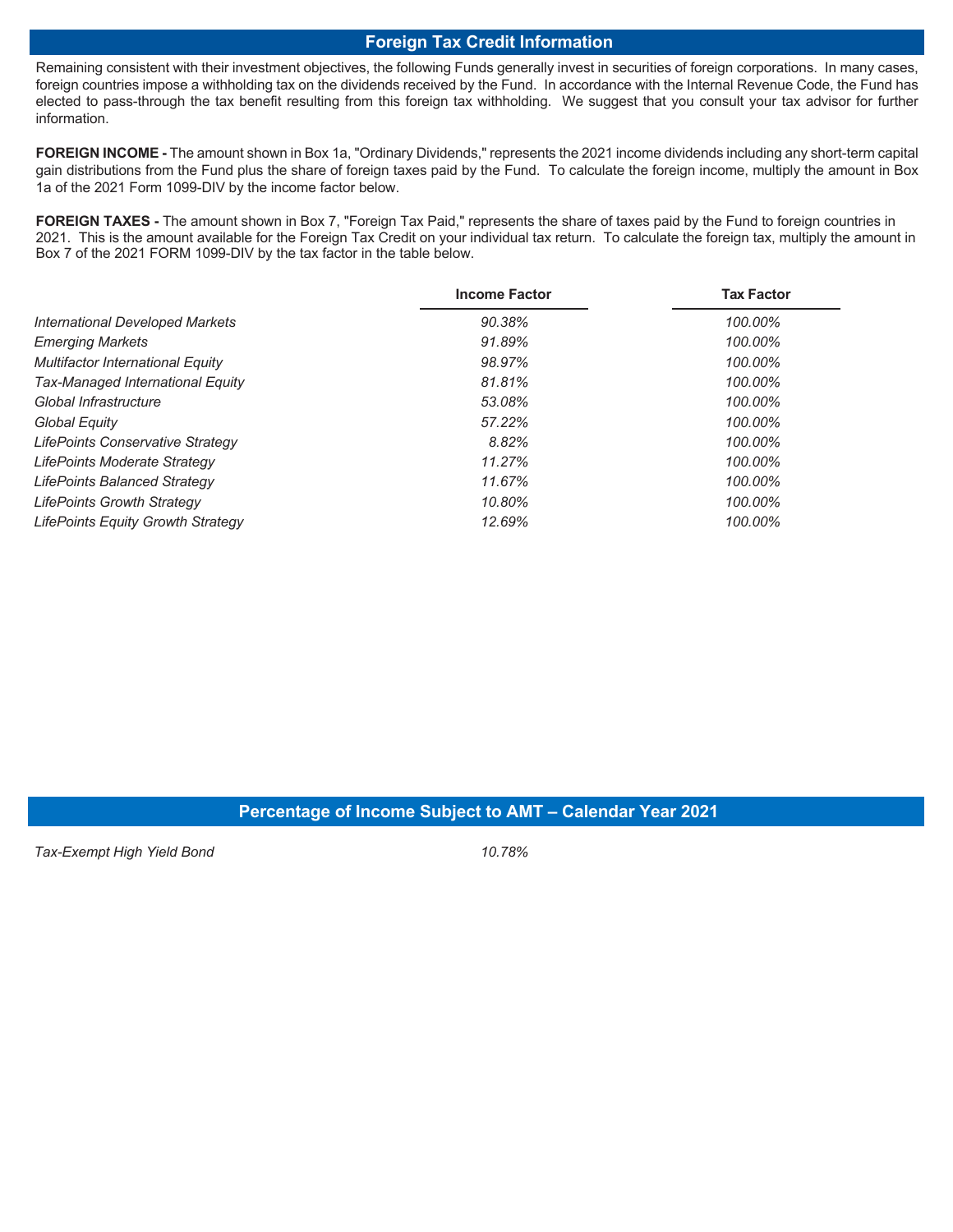## Foreign Tax Credit Information

Remaining consistent with their investment objectives, the following Funds generally invest in securities of foreign corporations. In many cases, foreign countries impose a withholding tax on the dividends received by the Fund. In accordance with the Internal Revenue Code, the Fund has elected to pass-through the tax benefit resulting from this foreign tax withholding. We suggest that you consult your tax advisor for further information.

**FOREIGN INCOME -** The amount shown in Box 1a, "Ordinary Dividends," represents the 2021 income dividends including any short-term capital gain distributions from the Fund plus the share of foreign taxes paid by the Fund. To calculate the foreign income, multiply the amount in Box 1a of the 2021 Form 1099-DIV by the income factor below.

**FOREIGN TAXES -** The amount shown in Box 7, "Foreign Tax Paid," represents the share of taxes paid by the Fund to foreign countries in 2021. This is the amount available for the Foreign Tax Credit on your individual tax return. To calculate the foreign tax, multiply the amount in Box 7 of the 2021 FORM 1099-DIV by the tax factor in the table below.

| | Income Factor | Tax Factor |
|---|---|---|
| *International Developed Markets* | *90.38%* | *100.00%* |
| *Emerging Markets* | *91.89%* | *100.00%* |
| *Multifactor International Equity* | *98.97%* | *100.00%* |
| *Tax-Managed International Equity* | *81.81%* | *100.00%* |
| *Global Infrastructure* | *53.08%* | *100.00%* |
| *Global Equity* | *57.22%* | *100.00%* |
| *LifePoints Conservative Strategy* | *8.82%* | *100.00%* |
| *LifePoints Moderate Strategy* | *11.27%* | *100.00%* |
| *LifePoints Balanced Strategy* | *11.67%* | *100.00%* |
| *LifePoints Growth Strategy* | *10.80%* | *100.00%* |
| *LifePoints Equity Growth Strategy* | *12.69%* | *100.00%* |

## Percentage of Income Subject to AMT – Calendar Year 2021

| | |
|---|---|
| *Tax-Exempt High Yield Bond* | *10.78%* |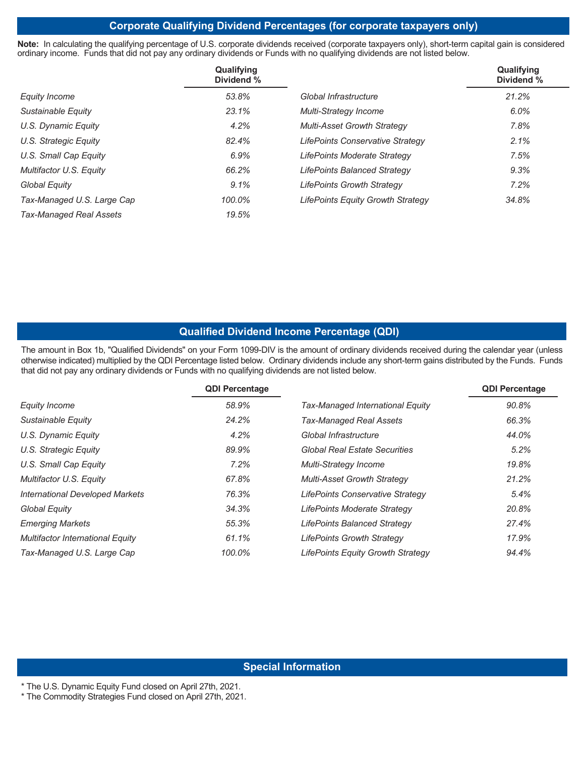## Corporate Qualifying Dividend Percentages (for corporate taxpayers only)

**Note:** In calculating the qualifying percentage of U.S. corporate dividends received (corporate taxpayers only), short-term capital gain is considered ordinary income. Funds that did not pay any ordinary dividends or Funds with no qualifying dividends are not listed below.

| | Qualifying Dividend % |
|---|---|
| *Equity Income* | *53.8%* |
| *Sustainable Equity* | *23.1%* |
| *U.S. Dynamic Equity* | *4.2%* |
| *U.S. Strategic Equity* | *82.4%* |
| *U.S. Small Cap Equity* | *6.9%* |
| *Multifactor U.S. Equity* | *66.2%* |
| *Global Equity* | *9.1%* |
| *Tax-Managed U.S. Large Cap* | *100.0%* |
| *Tax-Managed Real Assets* | *19.5%* |
| *Global Infrastructure* | *21.2%* |
| *Multi-Strategy Income* | *6.0%* |
| *Multi-Asset Growth Strategy* | *7.8%* |
| *LifePoints Conservative Strategy* | *2.1%* |
| *LifePoints Moderate Strategy* | *7.5%* |
| *LifePoints Balanced Strategy* | *9.3%* |
| *LifePoints Growth Strategy* | *7.2%* |
| *LifePoints Equity Growth Strategy* | *34.8%* |

## Qualified Dividend Income Percentage (QDI)

The amount in Box 1b, "Qualified Dividends" on your Form 1099-DIV is the amount of ordinary dividends received during the calendar year (unless otherwise indicated) multiplied by the QDI Percentage listed below. Ordinary dividends include any short-term gains distributed by the Funds. Funds that did not pay any ordinary dividends or Funds with no qualifying dividends are not listed below.

| | QDI Percentage |
|---|---|
| *Equity Income* | *58.9%* |
| *Sustainable Equity* | *24.2%* |
| *U.S. Dynamic Equity* | *4.2%* |
| *U.S. Strategic Equity* | *89.9%* |
| *U.S. Small Cap Equity* | *7.2%* |
| *Multifactor U.S. Equity* | *67.8%* |
| *International Developed Markets* | *76.3%* |
| *Global Equity* | *34.3%* |
| *Emerging Markets* | *55.3%* |
| *Multifactor International Equity* | *61.1%* |
| *Tax-Managed U.S. Large Cap* | *100.0%* |
| *Tax-Managed International Equity* | *90.8%* |
| *Tax-Managed Real Assets* | *66.3%* |
| *Global Infrastructure* | *44.0%* |
| *Global Real Estate Securities* | *5.2%* |
| *Multi-Strategy Income* | *19.8%* |
| *Multi-Asset Growth Strategy* | *21.2%* |
| *LifePoints Conservative Strategy* | *5.4%* |
| *LifePoints Moderate Strategy* | *20.8%* |
| *LifePoints Balanced Strategy* | *27.4%* |
| *LifePoints Growth Strategy* | *17.9%* |
| *LifePoints Equity Growth Strategy* | *94.4%* |

## Special Information

* The U.S. Dynamic Equity Fund closed on April 27th, 2021.
* The Commodity Strategies Fund closed on April 27th, 2021.